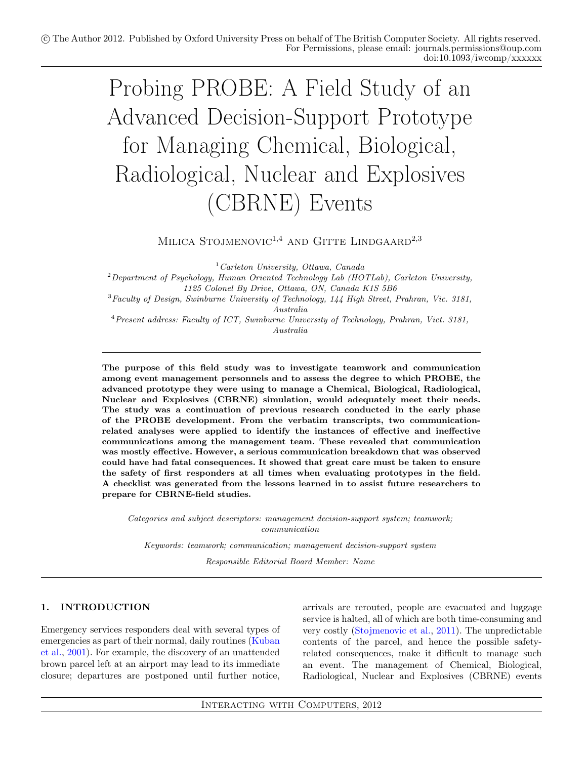© The Author 2012. Published by Oxford University Press on behalf of The British Computer Society. All rights reserved.
For Permissions, please email: journals.permissions@oup.com
doi:10.1093/iwcomp/xxxxxx

# Probing PROBE: A Field Study of an Advanced Decision-Support Prototype for Managing Chemical, Biological, Radiological, Nuclear and Explosives (CBRNE) Events

Milica Stojmenovic[1,4] and Gitte Lindgaard[2,3]

[1] *Carleton University, Ottawa, Canada*
[2] *Department of Psychology, Human Oriented Technology Lab (HOTLab), Carleton University, 1125 Colonel By Drive, Ottawa, ON, Canada K1S 5B6*
[3] *Faculty of Design, Swinburne University of Technology, 144 High Street, Prahran, Vic. 3181, Australia*
[4] *Present address: Faculty of ICT, Swinburne University of Technology, Prahran, Vict. 3181, Australia*

**The purpose of this field study was to investigate teamwork and communication among event management personnels and to assess the degree to which PROBE, the advanced prototype they were using to manage a Chemical, Biological, Radiological, Nuclear and Explosives (CBRNE) simulation, would adequately meet their needs. The study was a continuation of previous research conducted in the early phase of the PROBE development. From the verbatim transcripts, two communication-related analyses were applied to identify the instances of effective and ineffective communications among the management team. These revealed that communication was mostly effective. However, a serious communication breakdown that was observed could have had fatal consequences. It showed that great care must be taken to ensure the safety of first responders at all times when evaluating prototypes in the field. A checklist was generated from the lessons learned in to assist future researchers to prepare for CBRNE-field studies.**

*Categories and subject descriptors: management decision-support system; teamwork; communication*

*Keywords: teamwork; communication; management decision-support system*

*Responsible Editorial Board Member: Name*

## 1. INTRODUCTION

Emergency services responders deal with several types of emergencies as part of their normal, daily routines (Kuban et al., 2001). For example, the discovery of an unattended brown parcel left at an airport may lead to its immediate closure; departures are postponed until further notice, arrivals are rerouted, people are evacuated and luggage service is halted, all of which are both time-consuming and very costly (Stojmenovic et al., 2011). The unpredictable contents of the parcel, and hence the possible safety-related consequences, make it difficult to manage such an event. The management of Chemical, Biological, Radiological, Nuclear and Explosives (CBRNE) events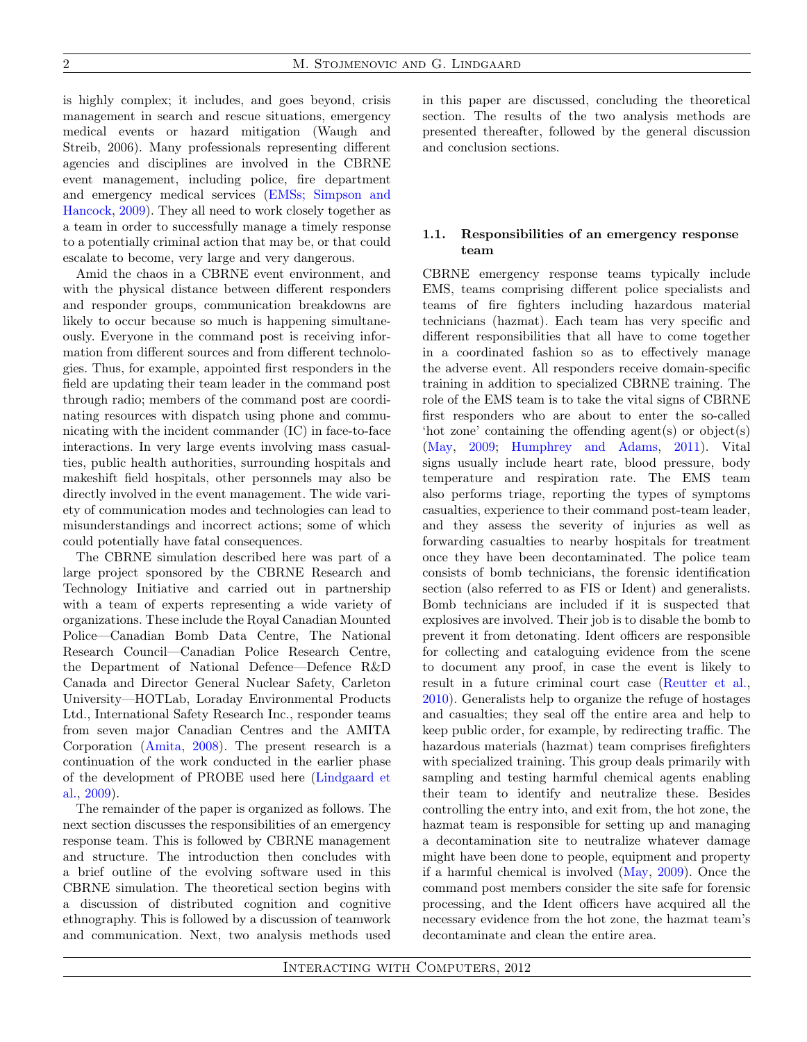is highly complex; it includes, and goes beyond, crisis management in search and rescue situations, emergency medical events or hazard mitigation (Waugh and Streib, 2006). Many professionals representing different agencies and disciplines are involved in the CBRNE event management, including police, fire department and emergency medical services (EMSs; Simpson and Hancock, 2009). They all need to work closely together as a team in order to successfully manage a timely response to a potentially criminal action that may be, or that could escalate to become, very large and very dangerous.

Amid the chaos in a CBRNE event environment, and with the physical distance between different responders and responder groups, communication breakdowns are likely to occur because so much is happening simultaneously. Everyone in the command post is receiving information from different sources and from different technologies. Thus, for example, appointed first responders in the field are updating their team leader in the command post through radio; members of the command post are coordinating resources with dispatch using phone and communicating with the incident commander (IC) in face-to-face interactions. In very large events involving mass casualties, public health authorities, surrounding hospitals and makeshift field hospitals, other personnels may also be directly involved in the event management. The wide variety of communication modes and technologies can lead to misunderstandings and incorrect actions; some of which could potentially have fatal consequences.

The CBRNE simulation described here was part of a large project sponsored by the CBRNE Research and Technology Initiative and carried out in partnership with a team of experts representing a wide variety of organizations. These include the Royal Canadian Mounted Police—Canadian Bomb Data Centre, The National Research Council—Canadian Police Research Centre, the Department of National Defence—Defence R&D Canada and Director General Nuclear Safety, Carleton University—HOTLab, Loraday Environmental Products Ltd., International Safety Research Inc., responder teams from seven major Canadian Centres and the AMITA Corporation (Amita, 2008). The present research is a continuation of the work conducted in the earlier phase of the development of PROBE used here (Lindgaard et al., 2009).

The remainder of the paper is organized as follows. The next section discusses the responsibilities of an emergency response team. This is followed by CBRNE management and structure. The introduction then concludes with a brief outline of the evolving software used in this CBRNE simulation. The theoretical section begins with a discussion of distributed cognition and cognitive ethnography. This is followed by a discussion of teamwork and communication. Next, two analysis methods used in this paper are discussed, concluding the theoretical section. The results of the two analysis methods are presented thereafter, followed by the general discussion and conclusion sections.

### 1.1. Responsibilities of an emergency response team

CBRNE emergency response teams typically include EMS, teams comprising different police specialists and teams of fire fighters including hazardous material technicians (hazmat). Each team has very specific and different responsibilities that all have to come together in a coordinated fashion so as to effectively manage the adverse event. All responders receive domain-specific training in addition to specialized CBRNE training. The role of the EMS team is to take the vital signs of CBRNE first responders who are about to enter the so-called 'hot zone' containing the offending agent(s) or object(s) (May, 2009; Humphrey and Adams, 2011). Vital signs usually include heart rate, blood pressure, body temperature and respiration rate. The EMS team also performs triage, reporting the types of symptoms casualties, experience to their command post-team leader, and they assess the severity of injuries as well as forwarding casualties to nearby hospitals for treatment once they have been decontaminated. The police team consists of bomb technicians, the forensic identification section (also referred to as FIS or Ident) and generalists. Bomb technicians are included if it is suspected that explosives are involved. Their job is to disable the bomb to prevent it from detonating. Ident officers are responsible for collecting and cataloguing evidence from the scene to document any proof, in case the event is likely to result in a future criminal court case (Reutter et al., 2010). Generalists help to organize the refuge of hostages and casualties; they seal off the entire area and help to keep public order, for example, by redirecting traffic. The hazardous materials (hazmat) team comprises firefighters with specialized training. This group deals primarily with sampling and testing harmful chemical agents enabling their team to identify and neutralize these. Besides controlling the entry into, and exit from, the hot zone, the hazmat team is responsible for setting up and managing a decontamination site to neutralize whatever damage might have been done to people, equipment and property if a harmful chemical is involved (May, 2009). Once the command post members consider the site safe for forensic processing, and the Ident officers have acquired all the necessary evidence from the hot zone, the hazmat team's decontaminate and clean the entire area.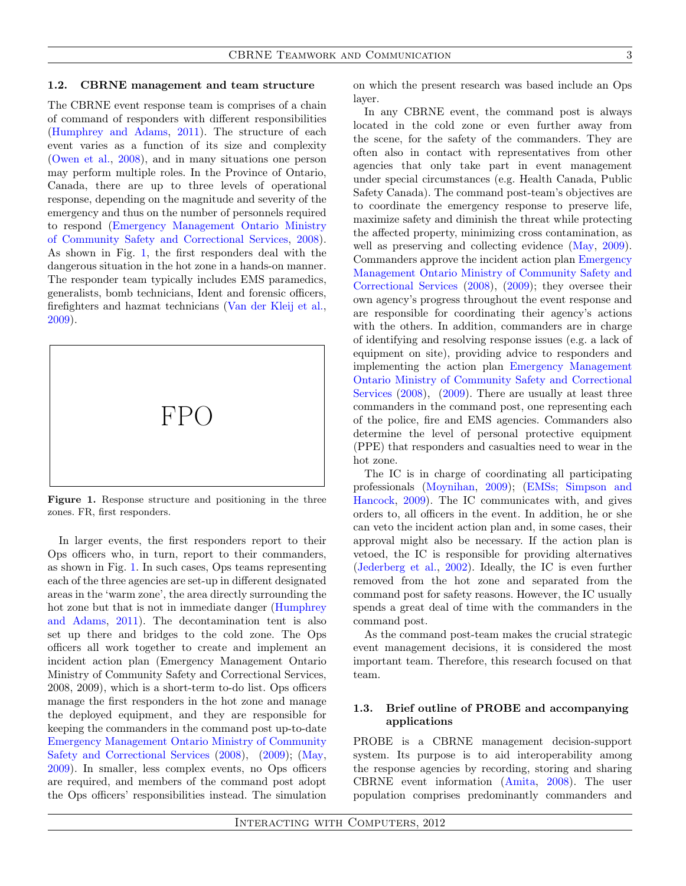### 1.2. CBRNE management and team structure

The CBRNE event response team is comprises of a chain of command of responders with different responsibilities (Humphrey and Adams, 2011). The structure of each event varies as a function of its size and complexity (Owen et al., 2008), and in many situations one person may perform multiple roles. In the Province of Ontario, Canada, there are up to three levels of operational response, depending on the magnitude and severity of the emergency and thus on the number of personnels required to respond (Emergency Management Ontario Ministry of Community Safety and Correctional Services, 2008). As shown in Fig. 1, the first responders deal with the dangerous situation in the hot zone in a hands-on manner. The responder team typically includes EMS paramedics, generalists, bomb technicians, Ident and forensic officers, firefighters and hazmat technicians (Van der Kleij et al., 2009).

FPO

**Figure 1.** Response structure and positioning in the three zones. FR, first responders.

In larger events, the first responders report to their Ops officers who, in turn, report to their commanders, as shown in Fig. 1. In such cases, Ops teams representing each of the three agencies are set-up in different designated areas in the 'warm zone', the area directly surrounding the hot zone but that is not in immediate danger (Humphrey and Adams, 2011). The decontamination tent is also set up there and bridges to the cold zone. The Ops officers all work together to create and implement an incident action plan (Emergency Management Ontario Ministry of Community Safety and Correctional Services, 2008, 2009), which is a short-term to-do list. Ops officers manage the first responders in the hot zone and manage the deployed equipment, and they are responsible for keeping the commanders in the command post up-to-date Emergency Management Ontario Ministry of Community Safety and Correctional Services (2008), (2009); (May, 2009). In smaller, less complex events, no Ops officers are required, and members of the command post adopt the Ops officers' responsibilities instead. The simulation on which the present research was based include an Ops layer.

In any CBRNE event, the command post is always located in the cold zone or even further away from the scene, for the safety of the commanders. They are often also in contact with representatives from other agencies that only take part in event management under special circumstances (e.g. Health Canada, Public Safety Canada). The command post-team's objectives are to coordinate the emergency response to preserve life, maximize safety and diminish the threat while protecting the affected property, minimizing cross contamination, as well as preserving and collecting evidence (May, 2009). Commanders approve the incident action plan Emergency Management Ontario Ministry of Community Safety and Correctional Services (2008), (2009); they oversee their own agency's progress throughout the event response and are responsible for coordinating their agency's actions with the others. In addition, commanders are in charge of identifying and resolving response issues (e.g. a lack of equipment on site), providing advice to responders and implementing the action plan Emergency Management Ontario Ministry of Community Safety and Correctional Services (2008), (2009). There are usually at least three commanders in the command post, one representing each of the police, fire and EMS agencies. Commanders also determine the level of personal protective equipment (PPE) that responders and casualties need to wear in the hot zone.

The IC is in charge of coordinating all participating professionals (Moynihan, 2009); (EMSs; Simpson and Hancock, 2009). The IC communicates with, and gives orders to, all officers in the event. In addition, he or she can veto the incident action plan and, in some cases, their approval might also be necessary. If the action plan is vetoed, the IC is responsible for providing alternatives (Jederberg et al., 2002). Ideally, the IC is even further removed from the hot zone and separated from the command post for safety reasons. However, the IC usually spends a great deal of time with the commanders in the command post.

As the command post-team makes the crucial strategic event management decisions, it is considered the most important team. Therefore, this research focused on that team.

### 1.3. Brief outline of PROBE and accompanying applications

PROBE is a CBRNE management decision-support system. Its purpose is to aid interoperability among the response agencies by recording, storing and sharing CBRNE event information (Amita, 2008). The user population comprises predominantly commanders and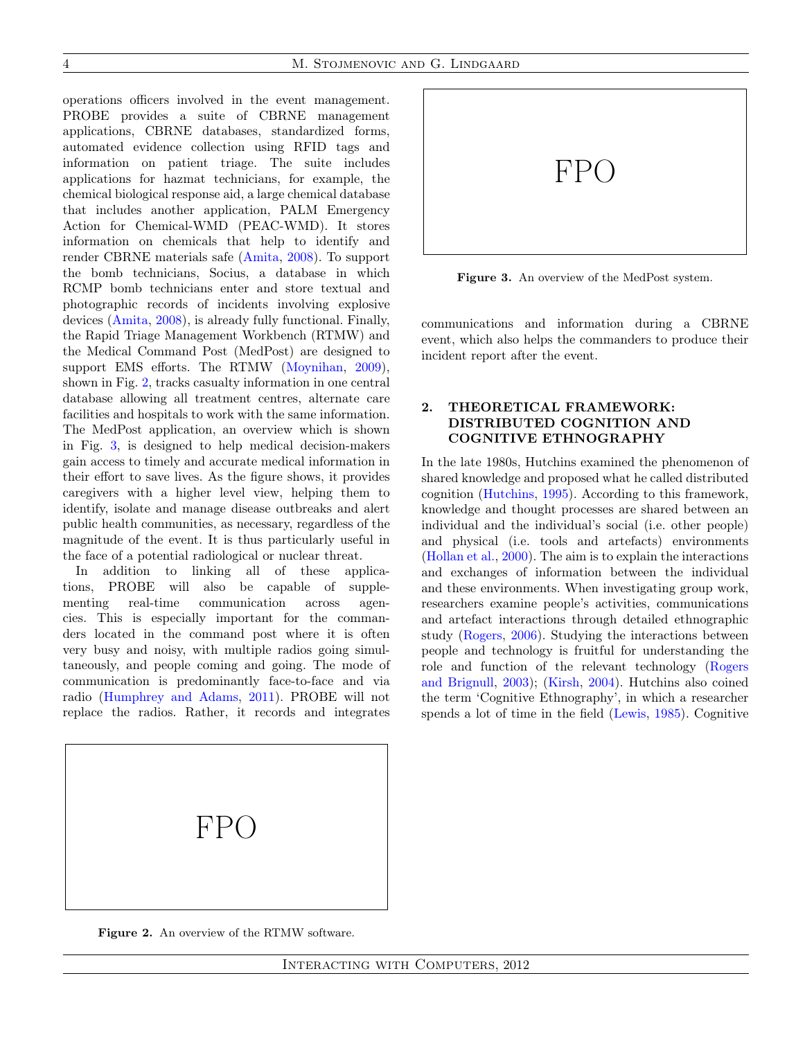operations officers involved in the event management. PROBE provides a suite of CBRNE management applications, CBRNE databases, standardized forms, automated evidence collection using RFID tags and information on patient triage. The suite includes applications for hazmat technicians, for example, the chemical biological response aid, a large chemical database that includes another application, PALM Emergency Action for Chemical-WMD (PEAC-WMD). It stores information on chemicals that help to identify and render CBRNE materials safe (Amita, 2008). To support the bomb technicians, Socius, a database in which RCMP bomb technicians enter and store textual and photographic records of incidents involving explosive devices (Amita, 2008), is already fully functional. Finally, the Rapid Triage Management Workbench (RTMW) and the Medical Command Post (MedPost) are designed to support EMS efforts. The RTMW (Moynihan, 2009), shown in Fig. 2, tracks casualty information in one central database allowing all treatment centres, alternate care facilities and hospitals to work with the same information. The MedPost application, an overview which is shown in Fig. 3, is designed to help medical decision-makers gain access to timely and accurate medical information in their effort to save lives. As the figure shows, it provides caregivers with a higher level view, helping them to identify, isolate and manage disease outbreaks and alert public health communities, as necessary, regardless of the magnitude of the event. It is thus particularly useful in the face of a potential radiological or nuclear threat.

In addition to linking all of these applications, PROBE will also be capable of supplementing real-time communication across agencies. This is especially important for the commanders located in the command post where it is often very busy and noisy, with multiple radios going simultaneously, and people coming and going. The mode of communication is predominantly face-to-face and via radio (Humphrey and Adams, 2011). PROBE will not replace the radios. Rather, it records and integrates communications and information during a CBRNE event, which also helps the commanders to produce their incident report after the event.

FPO

**Figure 2.** An overview of the RTMW software.

FPO

**Figure 3.** An overview of the MedPost system.

## 2. THEORETICAL FRAMEWORK: DISTRIBUTED COGNITION AND COGNITIVE ETHNOGRAPHY

In the late 1980s, Hutchins examined the phenomenon of shared knowledge and proposed what he called distributed cognition (Hutchins, 1995). According to this framework, knowledge and thought processes are shared between an individual and the individual's social (i.e. other people) and physical (i.e. tools and artefacts) environments (Hollan et al., 2000). The aim is to explain the interactions and exchanges of information between the individual and these environments. When investigating group work, researchers examine people's activities, communications and artefact interactions through detailed ethnographic study (Rogers, 2006). Studying the interactions between people and technology is fruitful for understanding the role and function of the relevant technology (Rogers and Brignull, 2003); (Kirsh, 2004). Hutchins also coined the term 'Cognitive Ethnography', in which a researcher spends a lot of time in the field (Lewis, 1985). Cognitive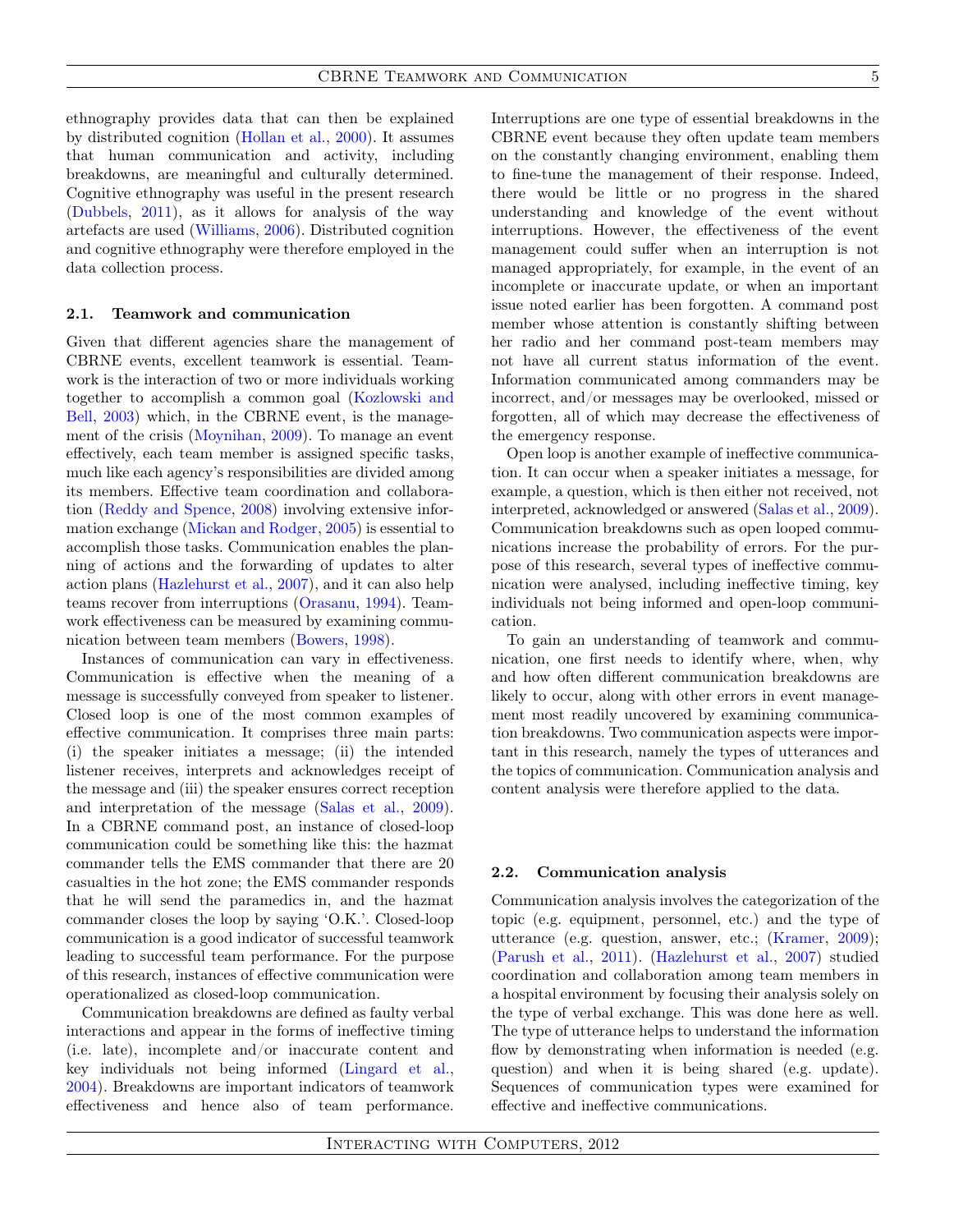ethnography provides data that can then be explained by distributed cognition (Hollan et al., 2000). It assumes that human communication and activity, including breakdowns, are meaningful and culturally determined. Cognitive ethnography was useful in the present research (Dubbels, 2011), as it allows for analysis of the way artefacts are used (Williams, 2006). Distributed cognition and cognitive ethnography were therefore employed in the data collection process.

### 2.1. Teamwork and communication

Given that different agencies share the management of CBRNE events, excellent teamwork is essential. Teamwork is the interaction of two or more individuals working together to accomplish a common goal (Kozlowski and Bell, 2003) which, in the CBRNE event, is the management of the crisis (Moynihan, 2009). To manage an event effectively, each team member is assigned specific tasks, much like each agency's responsibilities are divided among its members. Effective team coordination and collaboration (Reddy and Spence, 2008) involving extensive information exchange (Mickan and Rodger, 2005) is essential to accomplish those tasks. Communication enables the planning of actions and the forwarding of updates to alter action plans (Hazlehurst et al., 2007), and it can also help teams recover from interruptions (Orasanu, 1994). Teamwork effectiveness can be measured by examining communication between team members (Bowers, 1998).

Instances of communication can vary in effectiveness. Communication is effective when the meaning of a message is successfully conveyed from speaker to listener. Closed loop is one of the most common examples of effective communication. It comprises three main parts: (i) the speaker initiates a message; (ii) the intended listener receives, interprets and acknowledges receipt of the message and (iii) the speaker ensures correct reception and interpretation of the message (Salas et al., 2009). In a CBRNE command post, an instance of closed-loop communication could be something like this: the hazmat commander tells the EMS commander that there are 20 casualties in the hot zone; the EMS commander responds that he will send the paramedics in, and the hazmat commander closes the loop by saying 'O.K.'. Closed-loop communication is a good indicator of successful teamwork leading to successful team performance. For the purpose of this research, instances of effective communication were operationalized as closed-loop communication.

Communication breakdowns are defined as faulty verbal interactions and appear in the forms of ineffective timing (i.e. late), incomplete and/or inaccurate content and key individuals not being informed (Lingard et al., 2004). Breakdowns are important indicators of teamwork effectiveness and hence also of team performance. Interruptions are one type of essential breakdowns in the CBRNE event because they often update team members on the constantly changing environment, enabling them to fine-tune the management of their response. Indeed, there would be little or no progress in the shared understanding and knowledge of the event without interruptions. However, the effectiveness of the event management could suffer when an interruption is not managed appropriately, for example, in the event of an incomplete or inaccurate update, or when an important issue noted earlier has been forgotten. A command post member whose attention is constantly shifting between her radio and her command post-team members may not have all current status information of the event. Information communicated among commanders may be incorrect, and/or messages may be overlooked, missed or forgotten, all of which may decrease the effectiveness of the emergency response.

Open loop is another example of ineffective communication. It can occur when a speaker initiates a message, for example, a question, which is then either not received, not interpreted, acknowledged or answered (Salas et al., 2009). Communication breakdowns such as open looped communications increase the probability of errors. For the purpose of this research, several types of ineffective communication were analysed, including ineffective timing, key individuals not being informed and open-loop communication.

To gain an understanding of teamwork and communication, one first needs to identify where, when, why and how often different communication breakdowns are likely to occur, along with other errors in event management most readily uncovered by examining communication breakdowns. Two communication aspects were important in this research, namely the types of utterances and the topics of communication. Communication analysis and content analysis were therefore applied to the data.

### 2.2. Communication analysis

Communication analysis involves the categorization of the topic (e.g. equipment, personnel, etc.) and the type of utterance (e.g. question, answer, etc.; (Kramer, 2009); (Parush et al., 2011). (Hazlehurst et al., 2007) studied coordination and collaboration among team members in a hospital environment by focusing their analysis solely on the type of verbal exchange. This was done here as well. The type of utterance helps to understand the information flow by demonstrating when information is needed (e.g. question) and when it is being shared (e.g. update). Sequences of communication types were examined for effective and ineffective communications.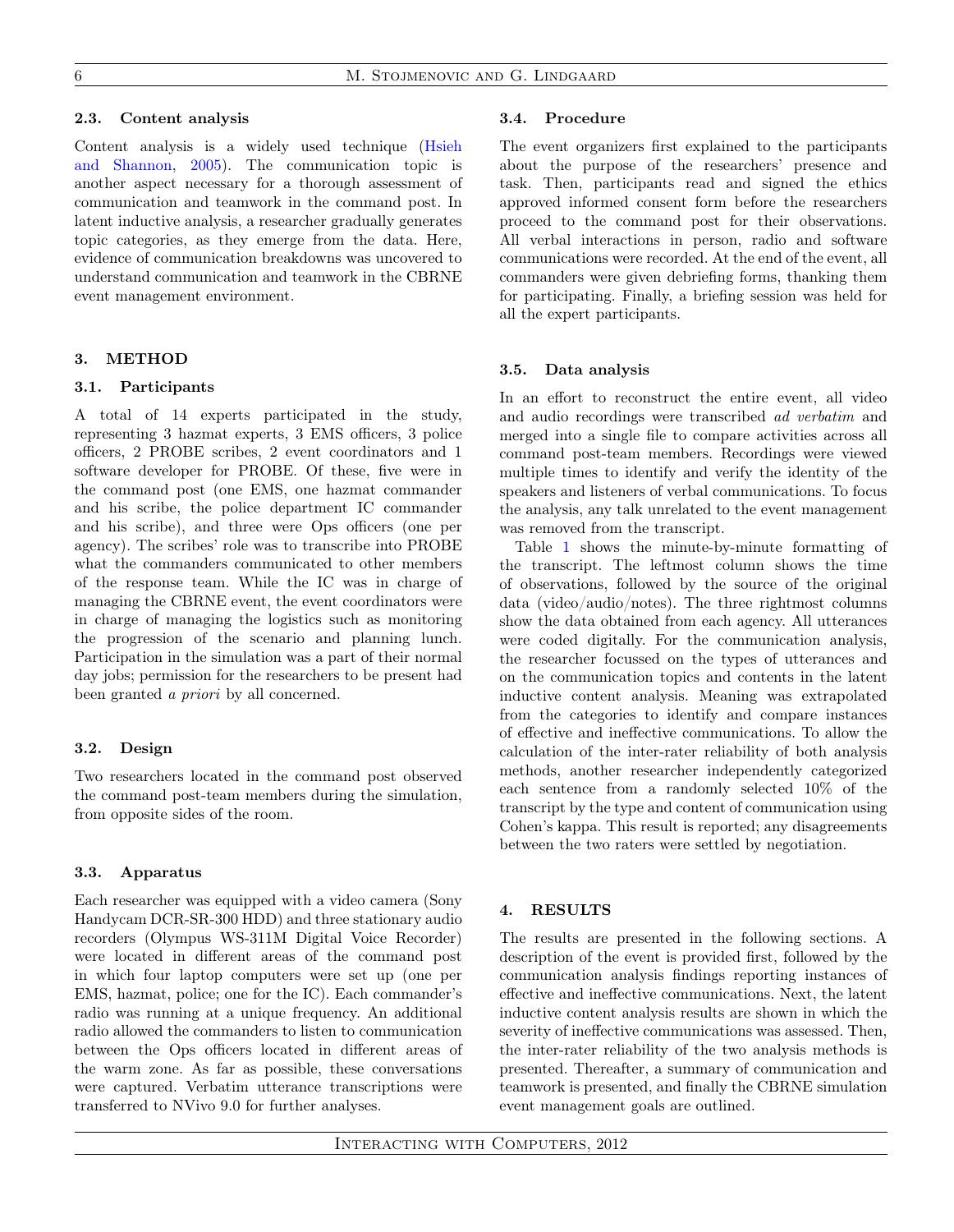### 2.3. Content analysis

Content analysis is a widely used technique (Hsieh and Shannon, 2005). The communication topic is another aspect necessary for a thorough assessment of communication and teamwork in the command post. In latent inductive analysis, a researcher gradually generates topic categories, as they emerge from the data. Here, evidence of communication breakdowns was uncovered to understand communication and teamwork in the CBRNE event management environment.

## 3. METHOD

### 3.1. Participants

A total of 14 experts participated in the study, representing 3 hazmat experts, 3 EMS officers, 3 police officers, 2 PROBE scribes, 2 event coordinators and 1 software developer for PROBE. Of these, five were in the command post (one EMS, one hazmat commander and his scribe, the police department IC commander and his scribe), and three were Ops officers (one per agency). The scribes' role was to transcribe into PROBE what the commanders communicated to other members of the response team. While the IC was in charge of managing the CBRNE event, the event coordinators were in charge of managing the logistics such as monitoring the progression of the scenario and planning lunch. Participation in the simulation was a part of their normal day jobs; permission for the researchers to be present had been granted *a priori* by all concerned.

### 3.2. Design

Two researchers located in the command post observed the command post-team members during the simulation, from opposite sides of the room.

### 3.3. Apparatus

Each researcher was equipped with a video camera (Sony Handycam DCR-SR-300 HDD) and three stationary audio recorders (Olympus WS-311M Digital Voice Recorder) were located in different areas of the command post in which four laptop computers were set up (one per EMS, hazmat, police; one for the IC). Each commander's radio was running at a unique frequency. An additional radio allowed the commanders to listen to communication between the Ops officers located in different areas of the warm zone. As far as possible, these conversations were captured. Verbatim utterance transcriptions were transferred to NVivo 9.0 for further analyses.

### 3.4. Procedure

The event organizers first explained to the participants about the purpose of the researchers' presence and task. Then, participants read and signed the ethics approved informed consent form before the researchers proceed to the command post for their observations. All verbal interactions in person, radio and software communications were recorded. At the end of the event, all commanders were given debriefing forms, thanking them for participating. Finally, a briefing session was held for all the expert participants.

### 3.5. Data analysis

In an effort to reconstruct the entire event, all video and audio recordings were transcribed *ad verbatim* and merged into a single file to compare activities across all command post-team members. Recordings were viewed multiple times to identify and verify the identity of the speakers and listeners of verbal communications. To focus the analysis, any talk unrelated to the event management was removed from the transcript.

Table 1 shows the minute-by-minute formatting of the transcript. The leftmost column shows the time of observations, followed by the source of the original data (video/audio/notes). The three rightmost columns show the data obtained from each agency. All utterances were coded digitally. For the communication analysis, the researcher focussed on the types of utterances and on the communication topics and contents in the latent inductive content analysis. Meaning was extrapolated from the categories to identify and compare instances of effective and ineffective communications. To allow the calculation of the inter-rater reliability of both analysis methods, another researcher independently categorized each sentence from a randomly selected 10% of the transcript by the type and content of communication using Cohen's kappa. This result is reported; any disagreements between the two raters were settled by negotiation.

## 4. RESULTS

The results are presented in the following sections. A description of the event is provided first, followed by the communication analysis findings reporting instances of effective and ineffective communications. Next, the latent inductive content analysis results are shown in which the severity of ineffective communications was assessed. Then, the inter-rater reliability of the two analysis methods is presented. Thereafter, a summary of communication and teamwork is presented, and finally the CBRNE simulation event management goals are outlined.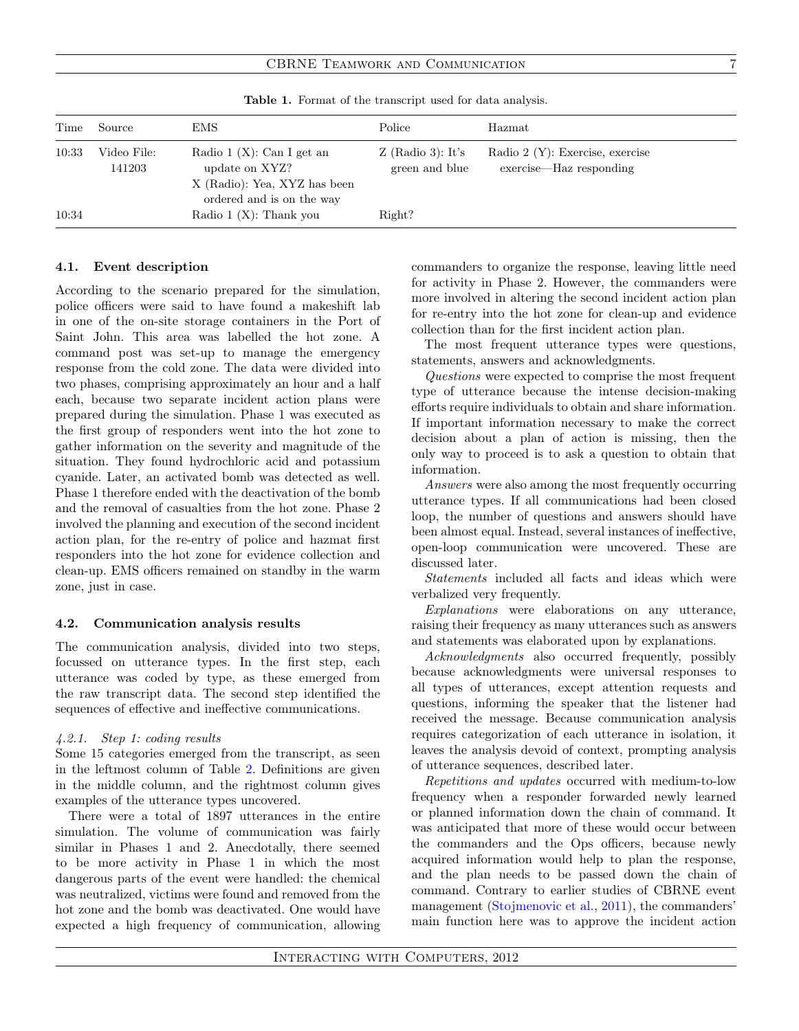**Table 1.** Format of the transcript used for data analysis.

| Time | Source | EMS | Police | Hazmat |
|---|---|---|---|---|
| 10:33 | Video File: 141203 | Radio 1 (X): Can I get an update on XYZ? X (Radio): Yea, XYZ has been ordered and is on the way | Z (Radio 3): It's green and blue | Radio 2 (Y): Exercise, exercise exercise—Haz responding |
| 10:34 | | Radio 1 (X): Thank you | Right? | |

### 4.1. Event description

According to the scenario prepared for the simulation, police officers were said to have found a makeshift lab in one of the on-site storage containers in the Port of Saint John. This area was labelled the hot zone. A command post was set-up to manage the emergency response from the cold zone. The data were divided into two phases, comprising approximately an hour and a half each, because two separate incident action plans were prepared during the simulation. Phase 1 was executed as the first group of responders went into the hot zone to gather information on the severity and magnitude of the situation. They found hydrochloric acid and potassium cyanide. Later, an activated bomb was detected as well. Phase 1 therefore ended with the deactivation of the bomb and the removal of casualties from the hot zone. Phase 2 involved the planning and execution of the second incident action plan, for the re-entry of police and hazmat first responders into the hot zone for evidence collection and clean-up. EMS officers remained on standby in the warm zone, just in case.

### 4.2. Communication analysis results

The communication analysis, divided into two steps, focussed on utterance types. In the first step, each utterance was coded by type, as these emerged from the raw transcript data. The second step identified the sequences of effective and ineffective communications.

#### *4.2.1. Step 1: coding results*

Some 15 categories emerged from the transcript, as seen in the leftmost column of Table 2. Definitions are given in the middle column, and the rightmost column gives examples of the utterance types uncovered.

There were a total of 1897 utterances in the entire simulation. The volume of communication was fairly similar in Phases 1 and 2. Anecdotally, there seemed to be more activity in Phase 1 in which the most dangerous parts of the event were handled: the chemical was neutralized, victims were found and removed from the hot zone and the bomb was deactivated. One would have expected a high frequency of communication, allowing commanders to organize the response, leaving little need for activity in Phase 2. However, the commanders were more involved in altering the second incident action plan for re-entry into the hot zone for clean-up and evidence collection than for the first incident action plan.

The most frequent utterance types were questions, statements, answers and acknowledgments.

*Questions* were expected to comprise the most frequent type of utterance because the intense decision-making efforts require individuals to obtain and share information. If important information necessary to make the correct decision about a plan of action is missing, then the only way to proceed is to ask a question to obtain that information.

*Answers* were also among the most frequently occurring utterance types. If all communications had been closed loop, the number of questions and answers should have been almost equal. Instead, several instances of ineffective, open-loop communication were uncovered. These are discussed later.

*Statements* included all facts and ideas which were verbalized very frequently.

*Explanations* were elaborations on any utterance, raising their frequency as many utterances such as answers and statements was elaborated upon by explanations.

*Acknowledgments* also occurred frequently, possibly because acknowledgments were universal responses to all types of utterances, except attention requests and questions, informing the speaker that the listener had received the message. Because communication analysis requires categorization of each utterance in isolation, it leaves the analysis devoid of context, prompting analysis of utterance sequences, described later.

*Repetitions and updates* occurred with medium-to-low frequency when a responder forwarded newly learned or planned information down the chain of command. It was anticipated that more of these would occur between the commanders and the Ops officers, because newly acquired information would help to plan the response, and the plan needs to be passed down the chain of command. Contrary to earlier studies of CBRNE event management (Stojmenovic et al., 2011), the commanders' main function here was to approve the incident action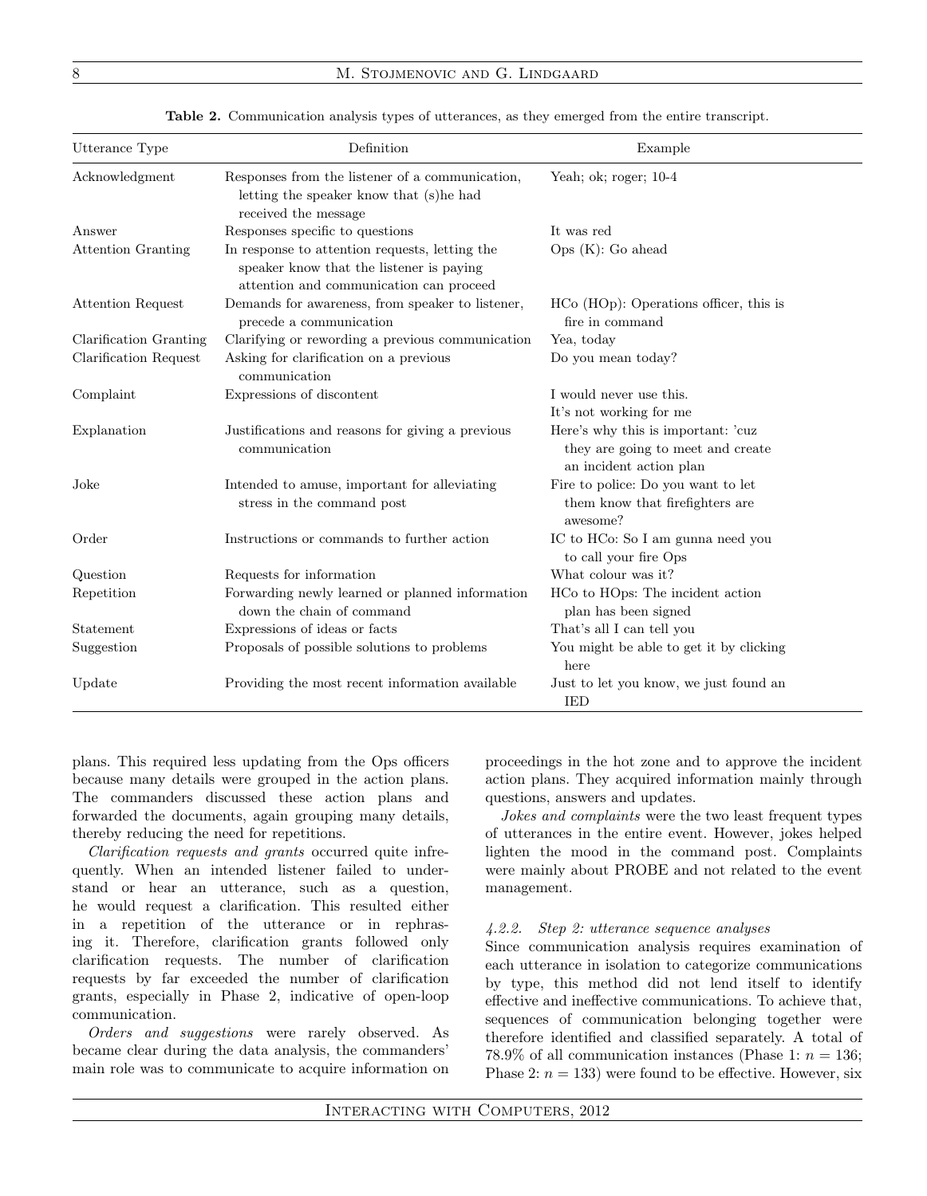**Table 2.** Communication analysis types of utterances, as they emerged from the entire transcript.

| Utterance Type | Definition | Example |
|---|---|---|
| Acknowledgment | Responses from the listener of a communication, letting the speaker know that (s)he had received the message | Yeah; ok; roger; 10-4 |
| Answer | Responses specific to questions | It was red |
| Attention Granting | In response to attention requests, letting the speaker know that the listener is paying attention and communication can proceed | Ops (K): Go ahead |
| Attention Request | Demands for awareness, from speaker to listener, precede a communication | HCo (HOp): Operations officer, this is fire in command |
| Clarification Granting | Clarifying or rewording a previous communication | Yea, today |
| Clarification Request | Asking for clarification on a previous communication | Do you mean today? |
| Complaint | Expressions of discontent | I would never use this. It's not working for me |
| Explanation | Justifications and reasons for giving a previous communication | Here's why this is important: 'cuz they are going to meet and create an incident action plan |
| Joke | Intended to amuse, important for alleviating stress in the command post | Fire to police: Do you want to let them know that firefighters are awesome? |
| Order | Instructions or commands to further action | IC to HCo: So I am gunna need you to call your fire Ops |
| Question | Requests for information | What colour was it? |
| Repetition | Forwarding newly learned or planned information down the chain of command | HCo to HOps: The incident action plan has been signed |
| Statement | Expressions of ideas or facts | That's all I can tell you |
| Suggestion | Proposals of possible solutions to problems | You might be able to get it by clicking here |
| Update | Providing the most recent information available | Just to let you know, we just found an IED |

plans. This required less updating from the Ops officers because many details were grouped in the action plans. The commanders discussed these action plans and forwarded the documents, again grouping many details, thereby reducing the need for repetitions.

*Clarification requests and grants* occurred quite infrequently. When an intended listener failed to understand or hear an utterance, such as a question, he would request a clarification. This resulted either in a repetition of the utterance or in rephrasing it. Therefore, clarification grants followed only clarification requests. The number of clarification requests by far exceeded the number of clarification grants, especially in Phase 2, indicative of open-loop communication.

*Orders and suggestions* were rarely observed. As became clear during the data analysis, the commanders' main role was to communicate to acquire information on proceedings in the hot zone and to approve the incident action plans. They acquired information mainly through questions, answers and updates.

*Jokes and complaints* were the two least frequent types of utterances in the entire event. However, jokes helped lighten the mood in the command post. Complaints were mainly about PROBE and not related to the event management.

#### *4.2.2. Step 2: utterance sequence analyses*

Since communication analysis requires examination of each utterance in isolation to categorize communications by type, this method did not lend itself to identify effective and ineffective communications. To achieve that, sequences of communication belonging together were therefore identified and classified separately. A total of 78.9% of all communication instances (Phase 1: $n = 136$; Phase 2: $n = 133$) were found to be effective. However, six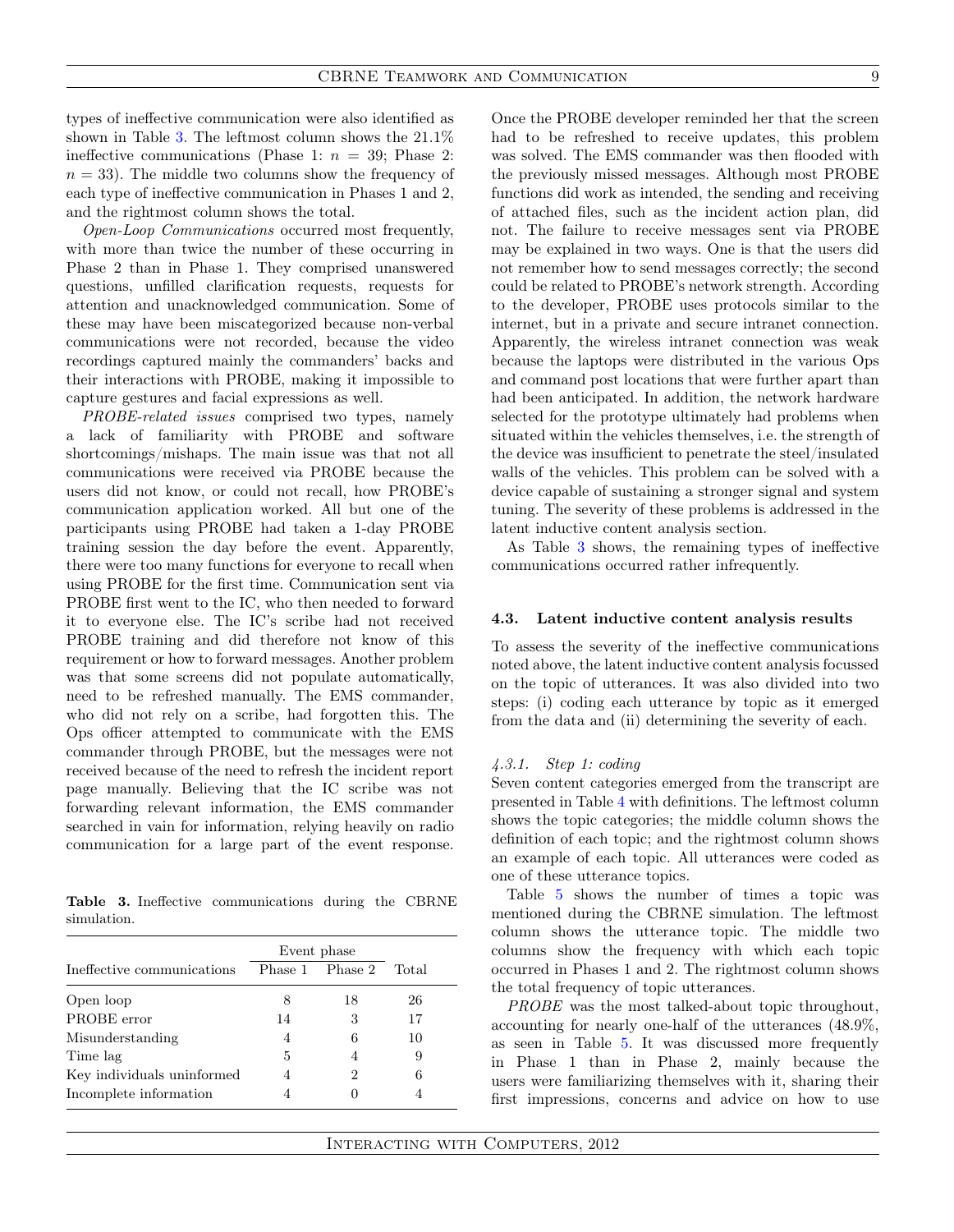types of ineffective communication were also identified as shown in Table 3. The leftmost column shows the 21.1% ineffective communications (Phase 1: $n = 39$; Phase 2: $n = 33$). The middle two columns show the frequency of each type of ineffective communication in Phases 1 and 2, and the rightmost column shows the total.

*Open-Loop Communications* occurred most frequently, with more than twice the number of these occurring in Phase 2 than in Phase 1. They comprised unanswered questions, unfilled clarification requests, requests for attention and unacknowledged communication. Some of these may have been miscategorized because non-verbal communications were not recorded, because the video recordings captured mainly the commanders' backs and their interactions with PROBE, making it impossible to capture gestures and facial expressions as well.

*PROBE-related issues* comprised two types, namely a lack of familiarity with PROBE and software shortcomings/mishaps. The main issue was that not all communications were received via PROBE because the users did not know, or could not recall, how PROBE's communication application worked. All but one of the participants using PROBE had taken a 1-day PROBE training session the day before the event. Apparently, there were too many functions for everyone to recall when using PROBE for the first time. Communication sent via PROBE first went to the IC, who then needed to forward it to everyone else. The IC's scribe had not received PROBE training and did therefore not know of this requirement or how to forward messages. Another problem was that some screens did not populate automatically, need to be refreshed manually. The EMS commander, who did not rely on a scribe, had forgotten this. The Ops officer attempted to communicate with the EMS commander through PROBE, but the messages were not received because of the need to refresh the incident report page manually. Believing that the IC scribe was not forwarding relevant information, the EMS commander searched in vain for information, relying heavily on radio communication for a large part of the event response.

**Table 3.** Ineffective communications during the CBRNE simulation.

| Ineffective communications | Event phase | | Total |
|---|---|---|---|
| | Phase 1 | Phase 2 | |
| Open loop | 8 | 18 | 26 |
| PROBE error | 14 | 3 | 17 |
| Misunderstanding | 4 | 6 | 10 |
| Time lag | 5 | 4 | 9 |
| Key individuals uninformed | 4 | 2 | 6 |
| Incomplete information | 4 | 0 | 4 |

Once the PROBE developer reminded her that the screen had to be refreshed to receive updates, this problem was solved. The EMS commander was then flooded with the previously missed messages. Although most PROBE functions did work as intended, the sending and receiving of attached files, such as the incident action plan, did not. The failure to receive messages sent via PROBE may be explained in two ways. One is that the users did not remember how to send messages correctly; the second could be related to PROBE's network strength. According to the developer, PROBE uses protocols similar to the internet, but in a private and secure intranet connection. Apparently, the wireless intranet connection was weak because the laptops were distributed in the various Ops and command post locations that were further apart than had been anticipated. In addition, the network hardware selected for the prototype ultimately had problems when situated within the vehicles themselves, i.e. the strength of the device was insufficient to penetrate the steel/insulated walls of the vehicles. This problem can be solved with a device capable of sustaining a stronger signal and system tuning. The severity of these problems is addressed in the latent inductive content analysis section.

As Table 3 shows, the remaining types of ineffective communications occurred rather infrequently.

### 4.3. Latent inductive content analysis results

To assess the severity of the ineffective communications noted above, the latent inductive content analysis focussed on the topic of utterances. It was also divided into two steps: (i) coding each utterance by topic as it emerged from the data and (ii) determining the severity of each.

#### *4.3.1. Step 1: coding*

Seven content categories emerged from the transcript are presented in Table 4 with definitions. The leftmost column shows the topic categories; the middle column shows the definition of each topic; and the rightmost column shows an example of each topic. All utterances were coded as one of these utterance topics.

Table 5 shows the number of times a topic was mentioned during the CBRNE simulation. The leftmost column shows the utterance topic. The middle two columns show the frequency with which each topic occurred in Phases 1 and 2. The rightmost column shows the total frequency of topic utterances.

*PROBE* was the most talked-about topic throughout, accounting for nearly one-half of the utterances (48.9%, as seen in Table 5. It was discussed more frequently in Phase 1 than in Phase 2, mainly because the users were familiarizing themselves with it, sharing their first impressions, concerns and advice on how to use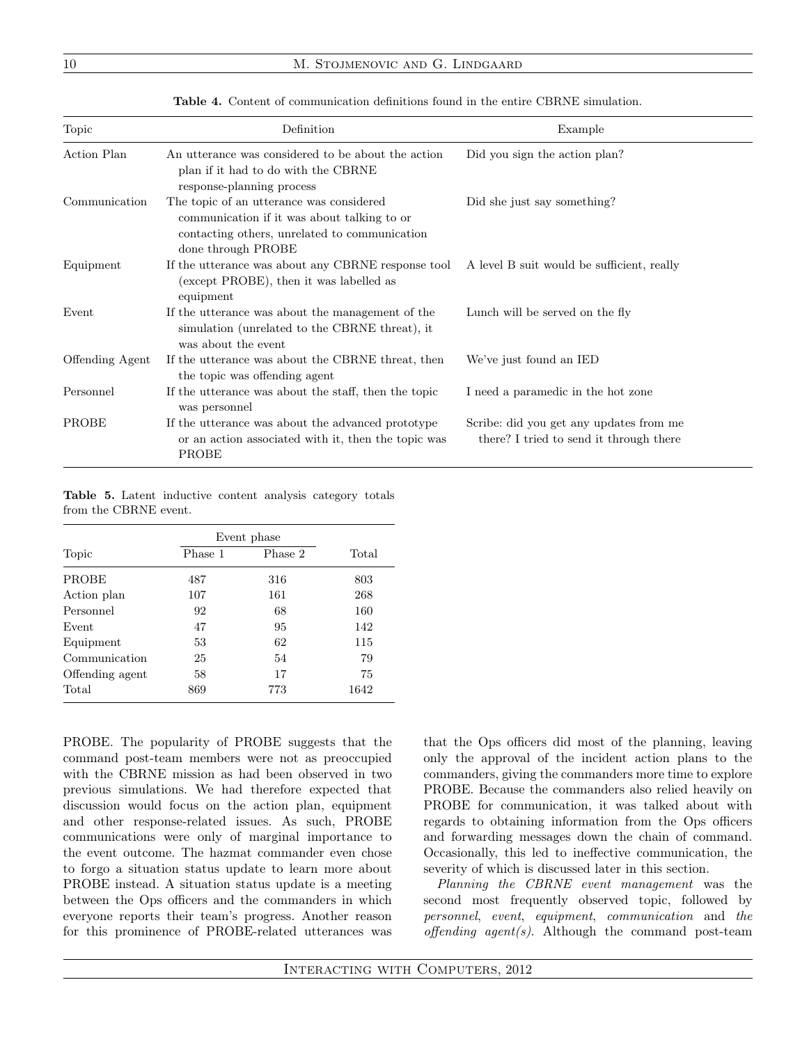**Table 4.** Content of communication definitions found in the entire CBRNE simulation.

| Topic | Definition | Example |
|---|---|---|
| Action Plan | An utterance was considered to be about the action plan if it had to do with the CBRNE response-planning process | Did you sign the action plan? |
| Communication | The topic of an utterance was considered communication if it was about talking to or contacting others, unrelated to communication done through PROBE | Did she just say something? |
| Equipment | If the utterance was about any CBRNE response tool (except PROBE), then it was labelled as equipment | A level B suit would be sufficient, really |
| Event | If the utterance was about the management of the simulation (unrelated to the CBRNE threat), it was about the event | Lunch will be served on the fly |
| Offending Agent | If the utterance was about the CBRNE threat, then the topic was offending agent | We've just found an IED |
| Personnel | If the utterance was about the staff, then the topic was personnel | I need a paramedic in the hot zone |
| PROBE | If the utterance was about the advanced prototype or an action associated with it, then the topic was PROBE | Scribe: did you get any updates from me there? I tried to send it through there |

**Table 5.** Latent inductive content analysis category totals from the CBRNE event.

| | Event phase | | |
|---|---|---|---|
| Topic | Phase 1 | Phase 2 | Total |
| PROBE | 487 | 316 | 803 |
| Action plan | 107 | 161 | 268 |
| Personnel | 92 | 68 | 160 |
| Event | 47 | 95 | 142 |
| Equipment | 53 | 62 | 115 |
| Communication | 25 | 54 | 79 |
| Offending agent | 58 | 17 | 75 |
| Total | 869 | 773 | 1642 |

PROBE. The popularity of PROBE suggests that the command post-team members were not as preoccupied with the CBRNE mission as had been observed in two previous simulations. We had therefore expected that discussion would focus on the action plan, equipment and other response-related issues. As such, PROBE communications were only of marginal importance to the event outcome. The hazmat commander even chose to forgo a situation status update to learn more about PROBE instead. A situation status update is a meeting between the Ops officers and the commanders in which everyone reports their team's progress. Another reason for this prominence of PROBE-related utterances was that the Ops officers did most of the planning, leaving only the approval of the incident action plans to the commanders, giving the commanders more time to explore PROBE. Because the commanders also relied heavily on PROBE for communication, it was talked about with regards to obtaining information from the Ops officers and forwarding messages down the chain of command. Occasionally, this led to ineffective communication, the severity of which is discussed later in this section.

*Planning the CBRNE event management* was the second most frequently observed topic, followed by *personnel*, *event*, *equipment*, *communication* and *the offending agent(s)*. Although the command post-team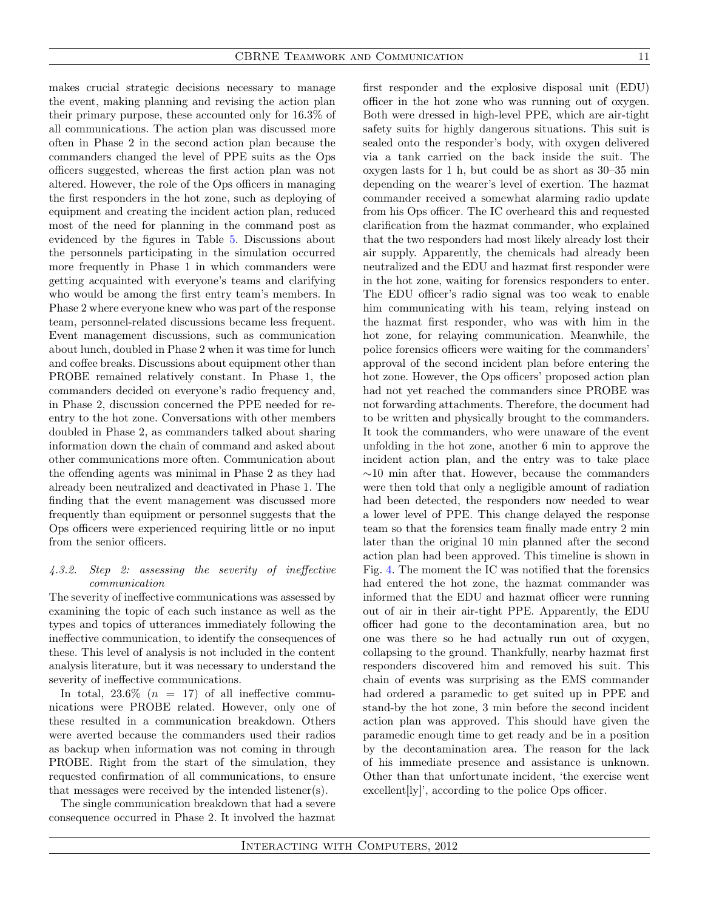makes crucial strategic decisions necessary to manage the event, making planning and revising the action plan their primary purpose, these accounted only for 16.3% of all communications. The action plan was discussed more often in Phase 2 in the second action plan because the commanders changed the level of PPE suits as the Ops officers suggested, whereas the first action plan was not altered. However, the role of the Ops officers in managing the first responders in the hot zone, such as deploying of equipment and creating the incident action plan, reduced most of the need for planning in the command post as evidenced by the figures in Table 5. Discussions about the personnels participating in the simulation occurred more frequently in Phase 1 in which commanders were getting acquainted with everyone's teams and clarifying who would be among the first entry team's members. In Phase 2 where everyone knew who was part of the response team, personnel-related discussions became less frequent. Event management discussions, such as communication about lunch, doubled in Phase 2 when it was time for lunch and coffee breaks. Discussions about equipment other than PROBE remained relatively constant. In Phase 1, the commanders decided on everyone's radio frequency and, in Phase 2, discussion concerned the PPE needed for re-entry to the hot zone. Conversations with other members doubled in Phase 2, as commanders talked about sharing information down the chain of command and asked about other communications more often. Communication about the offending agents was minimal in Phase 2 as they had already been neutralized and deactivated in Phase 1. The finding that the event management was discussed more frequently than equipment or personnel suggests that the Ops officers were experienced requiring little or no input from the senior officers.

#### *4.3.2. Step 2: assessing the severity of ineffective communication*

The severity of ineffective communications was assessed by examining the topic of each such instance as well as the types and topics of utterances immediately following the ineffective communication, to identify the consequences of these. This level of analysis is not included in the content analysis literature, but it was necessary to understand the severity of ineffective communications.

In total, 23.6% ($n = 17$) of all ineffective communications were PROBE related. However, only one of these resulted in a communication breakdown. Others were averted because the commanders used their radios as backup when information was not coming in through PROBE. Right from the start of the simulation, they requested confirmation of all communications, to ensure that messages were received by the intended listener(s).

The single communication breakdown that had a severe consequence occurred in Phase 2. It involved the hazmat first responder and the explosive disposal unit (EDU) officer in the hot zone who was running out of oxygen. Both were dressed in high-level PPE, which are air-tight safety suits for highly dangerous situations. This suit is sealed onto the responder's body, with oxygen delivered via a tank carried on the back inside the suit. The oxygen lasts for 1 h, but could be as short as 30–35 min depending on the wearer's level of exertion. The hazmat commander received a somewhat alarming radio update from his Ops officer. The IC overheard this and requested clarification from the hazmat commander, who explained that the two responders had most likely already lost their air supply. Apparently, the chemicals had already been neutralized and the EDU and hazmat first responder were in the hot zone, waiting for forensics responders to enter. The EDU officer's radio signal was too weak to enable him communicating with his team, relying instead on the hazmat first responder, who was with him in the hot zone, for relaying communication. Meanwhile, the police forensics officers were waiting for the commanders' approval of the second incident plan before entering the hot zone. However, the Ops officers' proposed action plan had not yet reached the commanders since PROBE was not forwarding attachments. Therefore, the document had to be written and physically brought to the commanders. It took the commanders, who were unaware of the event unfolding in the hot zone, another 6 min to approve the incident action plan, and the entry was to take place $\sim$10 min after that. However, because the commanders were then told that only a negligible amount of radiation had been detected, the responders now needed to wear a lower level of PPE. This change delayed the response team so that the forensics team finally made entry 2 min later than the original 10 min planned after the second action plan had been approved. This timeline is shown in Fig. 4. The moment the IC was notified that the forensics had entered the hot zone, the hazmat commander was informed that the EDU and hazmat officer were running out of air in their air-tight PPE. Apparently, the EDU officer had gone to the decontamination area, but no one was there so he had actually run out of oxygen, collapsing to the ground. Thankfully, nearby hazmat first responders discovered him and removed his suit. This chain of events was surprising as the EMS commander had ordered a paramedic to get suited up in PPE and stand-by the hot zone, 3 min before the second incident action plan was approved. This should have given the paramedic enough time to get ready and be in a position by the decontamination area. The reason for the lack of his immediate presence and assistance is unknown. Other than that unfortunate incident, 'the exercise went excellent[ly]', according to the police Ops officer.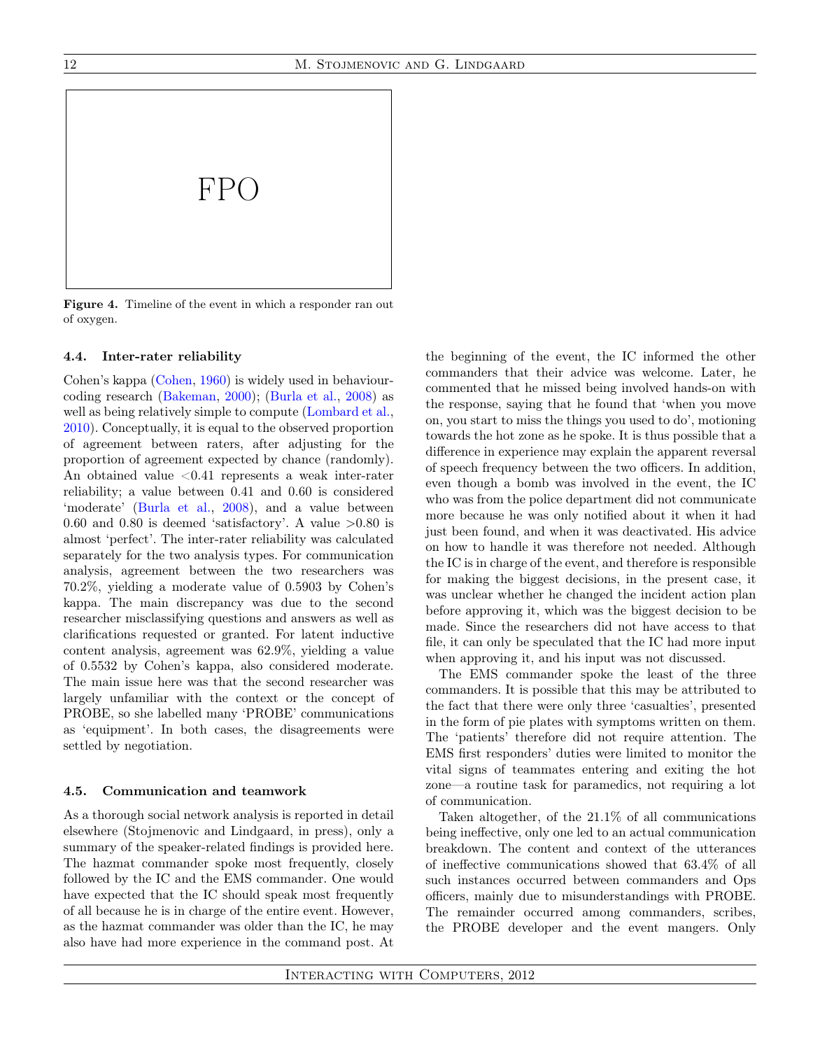FPO

**Figure 4.** Timeline of the event in which a responder ran out of oxygen.

### 4.4. Inter-rater reliability

Cohen's kappa (Cohen, 1960) is widely used in behaviour-coding research (Bakeman, 2000); (Burla et al., 2008) as well as being relatively simple to compute (Lombard et al., 2010). Conceptually, it is equal to the observed proportion of agreement between raters, after adjusting for the proportion of agreement expected by chance (randomly). An obtained value <0.41 represents a weak inter-rater reliability; a value between 0.41 and 0.60 is considered 'moderate' (Burla et al., 2008), and a value between 0.60 and 0.80 is deemed 'satisfactory'. A value >0.80 is almost 'perfect'. The inter-rater reliability was calculated separately for the two analysis types. For communication analysis, agreement between the two researchers was 70.2%, yielding a moderate value of 0.5903 by Cohen's kappa. The main discrepancy was due to the second researcher misclassifying questions and answers as well as clarifications requested or granted. For latent inductive content analysis, agreement was 62.9%, yielding a value of 0.5532 by Cohen's kappa, also considered moderate. The main issue here was that the second researcher was largely unfamiliar with the context or the concept of PROBE, so she labelled many 'PROBE' communications as 'equipment'. In both cases, the disagreements were settled by negotiation.

### 4.5. Communication and teamwork

As a thorough social network analysis is reported in detail elsewhere (Stojmenovic and Lindgaard, in press), only a summary of the speaker-related findings is provided here. The hazmat commander spoke most frequently, closely followed by the IC and the EMS commander. One would have expected that the IC should speak most frequently of all because he is in charge of the entire event. However, as the hazmat commander was older than the IC, he may also have had more experience in the command post. At the beginning of the event, the IC informed the other commanders that their advice was welcome. Later, he commented that he missed being involved hands-on with the response, saying that he found that 'when you move on, you start to miss the things you used to do', motioning towards the hot zone as he spoke. It is thus possible that a difference in experience may explain the apparent reversal of speech frequency between the two officers. In addition, even though a bomb was involved in the event, the IC who was from the police department did not communicate more because he was only notified about it when it had just been found, and when it was deactivated. His advice on how to handle it was therefore not needed. Although the IC is in charge of the event, and therefore is responsible for making the biggest decisions, in the present case, it was unclear whether he changed the incident action plan before approving it, which was the biggest decision to be made. Since the researchers did not have access to that file, it can only be speculated that the IC had more input when approving it, and his input was not discussed.

The EMS commander spoke the least of the three commanders. It is possible that this may be attributed to the fact that there were only three 'casualties', presented in the form of pie plates with symptoms written on them. The 'patients' therefore did not require attention. The EMS first responders' duties were limited to monitor the vital signs of teammates entering and exiting the hot zone—a routine task for paramedics, not requiring a lot of communication.

Taken altogether, of the 21.1% of all communications being ineffective, only one led to an actual communication breakdown. The content and context of the utterances of ineffective communications showed that 63.4% of all such instances occurred between commanders and Ops officers, mainly due to misunderstandings with PROBE. The remainder occurred among commanders, scribes, the PROBE developer and the event mangers. Only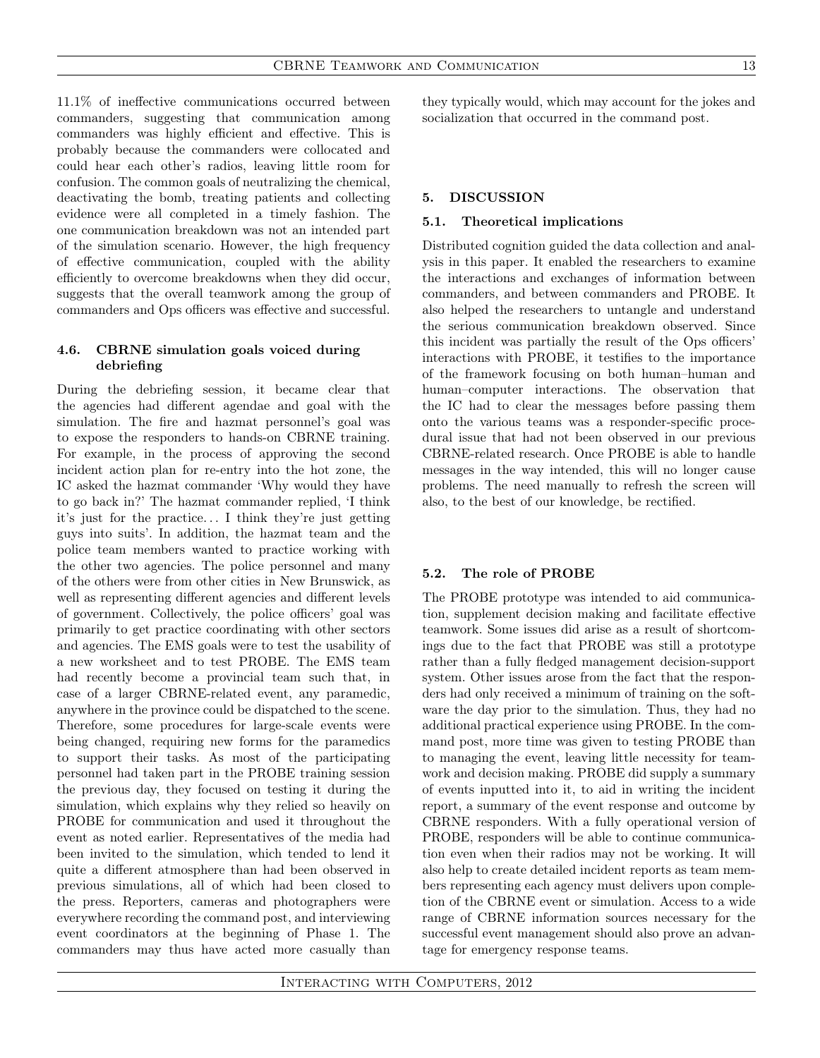11.1% of ineffective communications occurred between commanders, suggesting that communication among commanders was highly efficient and effective. This is probably because the commanders were collocated and could hear each other's radios, leaving little room for confusion. The common goals of neutralizing the chemical, deactivating the bomb, treating patients and collecting evidence were all completed in a timely fashion. The one communication breakdown was not an intended part of the simulation scenario. However, the high frequency of effective communication, coupled with the ability efficiently to overcome breakdowns when they did occur, suggests that the overall teamwork among the group of commanders and Ops officers was effective and successful.

### 4.6. CBRNE simulation goals voiced during debriefing

During the debriefing session, it became clear that the agencies had different agendae and goal with the simulation. The fire and hazmat personnel's goal was to expose the responders to hands-on CBRNE training. For example, in the process of approving the second incident action plan for re-entry into the hot zone, the IC asked the hazmat commander 'Why would they have to go back in?' The hazmat commander replied, 'I think it's just for the practice... I think they're just getting guys into suits'. In addition, the hazmat team and the police team members wanted to practice working with the other two agencies. The police personnel and many of the others were from other cities in New Brunswick, as well as representing different agencies and different levels of government. Collectively, the police officers' goal was primarily to get practice coordinating with other sectors and agencies. The EMS goals were to test the usability of a new worksheet and to test PROBE. The EMS team had recently become a provincial team such that, in case of a larger CBRNE-related event, any paramedic, anywhere in the province could be dispatched to the scene. Therefore, some procedures for large-scale events were being changed, requiring new forms for the paramedics to support their tasks. As most of the participating personnel had taken part in the PROBE training session the previous day, they focused on testing it during the simulation, which explains why they relied so heavily on PROBE for communication and used it throughout the event as noted earlier. Representatives of the media had been invited to the simulation, which tended to lend it quite a different atmosphere than had been observed in previous simulations, all of which had been closed to the press. Reporters, cameras and photographers were everywhere recording the command post, and interviewing event coordinators at the beginning of Phase 1. The commanders may thus have acted more casually than they typically would, which may account for the jokes and socialization that occurred in the command post.

## 5. DISCUSSION

### 5.1. Theoretical implications

Distributed cognition guided the data collection and analysis in this paper. It enabled the researchers to examine the interactions and exchanges of information between commanders, and between commanders and PROBE. It also helped the researchers to untangle and understand the serious communication breakdown observed. Since this incident was partially the result of the Ops officers' interactions with PROBE, it testifies to the importance of the framework focusing on both human–human and human–computer interactions. The observation that the IC had to clear the messages before passing them onto the various teams was a responder-specific procedural issue that had not been observed in our previous CBRNE-related research. Once PROBE is able to handle messages in the way intended, this will no longer cause problems. The need manually to refresh the screen will also, to the best of our knowledge, be rectified.

### 5.2. The role of PROBE

The PROBE prototype was intended to aid communication, supplement decision making and facilitate effective teamwork. Some issues did arise as a result of shortcomings due to the fact that PROBE was still a prototype rather than a fully fledged management decision-support system. Other issues arose from the fact that the responders had only received a minimum of training on the software the day prior to the simulation. Thus, they had no additional practical experience using PROBE. In the command post, more time was given to testing PROBE than to managing the event, leaving little necessity for teamwork and decision making. PROBE did supply a summary of events inputted into it, to aid in writing the incident report, a summary of the event response and outcome by CBRNE responders. With a fully operational version of PROBE, responders will be able to continue communication even when their radios may not be working. It will also help to create detailed incident reports as team members representing each agency must delivers upon completion of the CBRNE event or simulation. Access to a wide range of CBRNE information sources necessary for the successful event management should also prove an advantage for emergency response teams.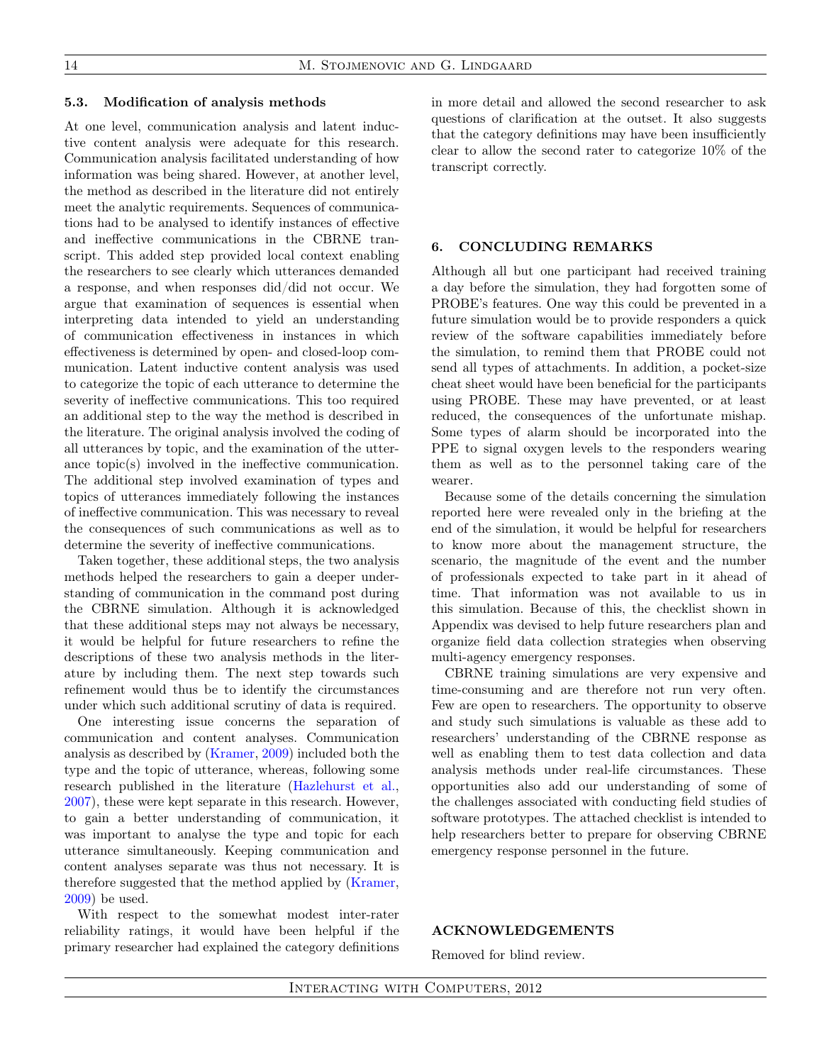### 5.3. Modification of analysis methods

At one level, communication analysis and latent inductive content analysis were adequate for this research. Communication analysis facilitated understanding of how information was being shared. However, at another level, the method as described in the literature did not entirely meet the analytic requirements. Sequences of communications had to be analysed to identify instances of effective and ineffective communications in the CBRNE transcript. This added step provided local context enabling the researchers to see clearly which utterances demanded a response, and when responses did/did not occur. We argue that examination of sequences is essential when interpreting data intended to yield an understanding of communication effectiveness in instances in which effectiveness is determined by open- and closed-loop communication. Latent inductive content analysis was used to categorize the topic of each utterance to determine the severity of ineffective communications. This too required an additional step to the way the method is described in the literature. The original analysis involved the coding of all utterances by topic, and the examination of the utterance topic(s) involved in the ineffective communication. The additional step involved examination of types and topics of utterances immediately following the instances of ineffective communication. This was necessary to reveal the consequences of such communications as well as to determine the severity of ineffective communications.

Taken together, these additional steps, the two analysis methods helped the researchers to gain a deeper understanding of communication in the command post during the CBRNE simulation. Although it is acknowledged that these additional steps may not always be necessary, it would be helpful for future researchers to refine the descriptions of these two analysis methods in the literature by including them. The next step towards such refinement would thus be to identify the circumstances under which such additional scrutiny of data is required.

One interesting issue concerns the separation of communication and content analyses. Communication analysis as described by (Kramer, 2009) included both the type and the topic of utterance, whereas, following some research published in the literature (Hazlehurst et al., 2007), these were kept separate in this research. However, to gain a better understanding of communication, it was important to analyse the type and topic for each utterance simultaneously. Keeping communication and content analyses separate was thus not necessary. It is therefore suggested that the method applied by (Kramer, 2009) be used.

With respect to the somewhat modest inter-rater reliability ratings, it would have been helpful if the primary researcher had explained the category definitions in more detail and allowed the second researcher to ask questions of clarification at the outset. It also suggests that the category definitions may have been insufficiently clear to allow the second rater to categorize 10% of the transcript correctly.

## 6. CONCLUDING REMARKS

Although all but one participant had received training a day before the simulation, they had forgotten some of PROBE's features. One way this could be prevented in a future simulation would be to provide responders a quick review of the software capabilities immediately before the simulation, to remind them that PROBE could not send all types of attachments. In addition, a pocket-size cheat sheet would have been beneficial for the participants using PROBE. These may have prevented, or at least reduced, the consequences of the unfortunate mishap. Some types of alarm should be incorporated into the PPE to signal oxygen levels to the responders wearing them as well as to the personnel taking care of the wearer.

Because some of the details concerning the simulation reported here were revealed only in the briefing at the end of the simulation, it would be helpful for researchers to know more about the management structure, the scenario, the magnitude of the event and the number of professionals expected to take part in it ahead of time. That information was not available to us in this simulation. Because of this, the checklist shown in Appendix was devised to help future researchers plan and organize field data collection strategies when observing multi-agency emergency responses.

CBRNE training simulations are very expensive and time-consuming and are therefore not run very often. Few are open to researchers. The opportunity to observe and study such simulations is valuable as these add to researchers' understanding of the CBRNE response as well as enabling them to test data collection and data analysis methods under real-life circumstances. These opportunities also add our understanding of some of the challenges associated with conducting field studies of software prototypes. The attached checklist is intended to help researchers better to prepare for observing CBRNE emergency response personnel in the future.

## ACKNOWLEDGEMENTS

Removed for blind review.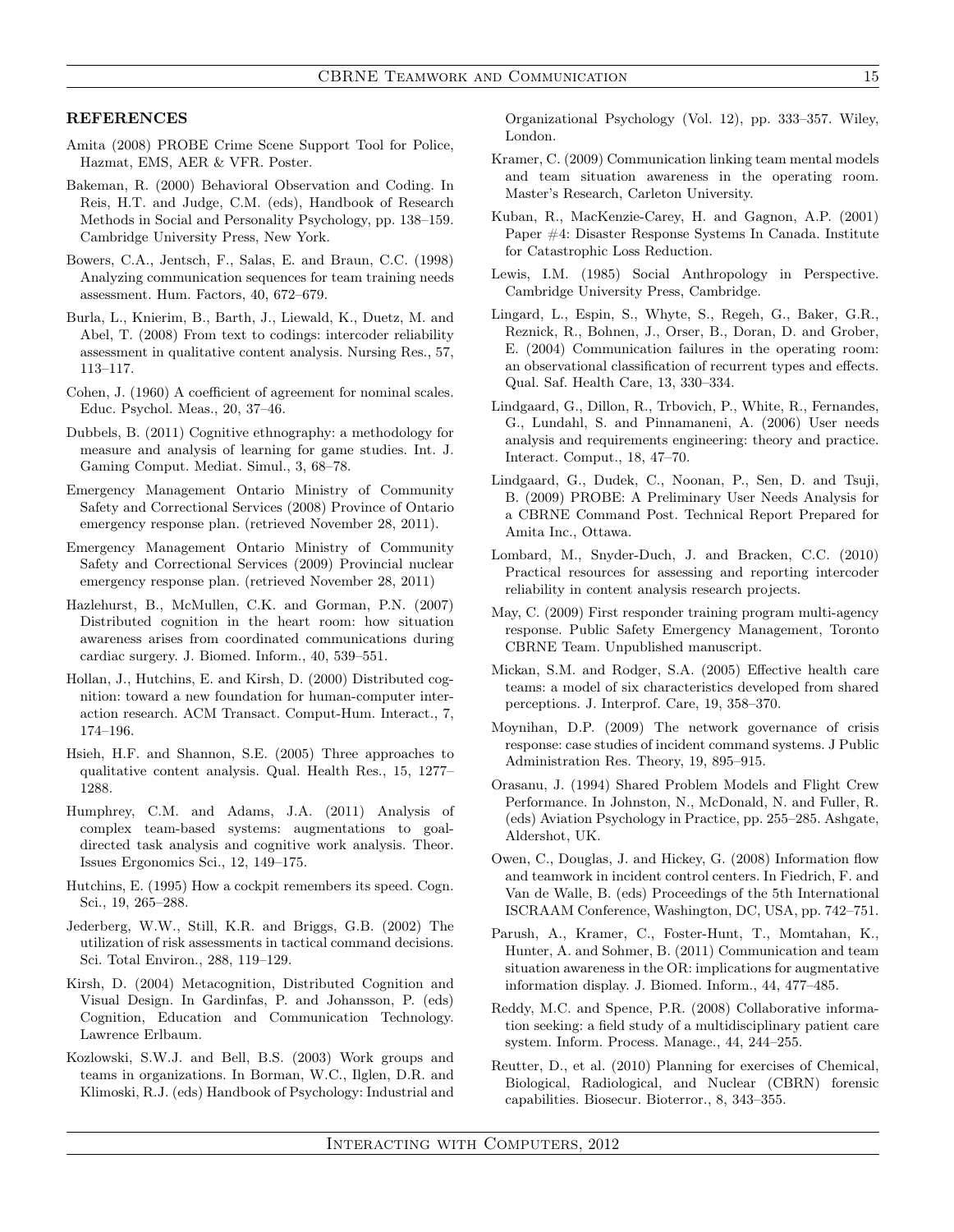## REFERENCES

Amita (2008) PROBE Crime Scene Support Tool for Police, Hazmat, EMS, AER & VFR. Poster.

Bakeman, R. (2000) Behavioral Observation and Coding. In Reis, H.T. and Judge, C.M. (eds), Handbook of Research Methods in Social and Personality Psychology, pp. 138–159. Cambridge University Press, New York.

Bowers, C.A., Jentsch, F., Salas, E. and Braun, C.C. (1998) Analyzing communication sequences for team training needs assessment. Hum. Factors, 40, 672–679.

Burla, L., Knierim, B., Barth, J., Liewald, K., Duetz, M. and Abel, T. (2008) From text to codings: intercoder reliability assessment in qualitative content analysis. Nursing Res., 57, 113–117.

Cohen, J. (1960) A coefficient of agreement for nominal scales. Educ. Psychol. Meas., 20, 37–46.

Dubbels, B. (2011) Cognitive ethnography: a methodology for measure and analysis of learning for game studies. Int. J. Gaming Comput. Mediat. Simul., 3, 68–78.

Emergency Management Ontario Ministry of Community Safety and Correctional Services (2008) Province of Ontario emergency response plan. (retrieved November 28, 2011).

Emergency Management Ontario Ministry of Community Safety and Correctional Services (2009) Provincial nuclear emergency response plan. (retrieved November 28, 2011)

Hazlehurst, B., McMullen, C.K. and Gorman, P.N. (2007) Distributed cognition in the heart room: how situation awareness arises from coordinated communications during cardiac surgery. J. Biomed. Inform., 40, 539–551.

Hollan, J., Hutchins, E. and Kirsh, D. (2000) Distributed cognition: toward a new foundation for human-computer interaction research. ACM Transact. Comput-Hum. Interact., 7, 174–196.

Hsieh, H.F. and Shannon, S.E. (2005) Three approaches to qualitative content analysis. Qual. Health Res., 15, 1277–1288.

Humphrey, C.M. and Adams, J.A. (2011) Analysis of complex team-based systems: augmentations to goal-directed task analysis and cognitive work analysis. Theor. Issues Ergonomics Sci., 12, 149–175.

Hutchins, E. (1995) How a cockpit remembers its speed. Cogn. Sci., 19, 265–288.

Jederberg, W.W., Still, K.R. and Briggs, G.B. (2002) The utilization of risk assessments in tactical command decisions. Sci. Total Environ., 288, 119–129.

Kirsh, D. (2004) Metacognition, Distributed Cognition and Visual Design. In Gardinfas, P. and Johansson, P. (eds) Cognition, Education and Communication Technology. Lawrence Erlbaum.

Kozlowski, S.W.J. and Bell, B.S. (2003) Work groups and teams in organizations. In Borman, W.C., Ilglen, D.R. and Klimoski, R.J. (eds) Handbook of Psychology: Industrial and Organizational Psychology (Vol. 12), pp. 333–357. Wiley, London.

Kramer, C. (2009) Communication linking team mental models and team situation awareness in the operating room. Master's Research, Carleton University.

Kuban, R., MacKenzie-Carey, H. and Gagnon, A.P. (2001) Paper #4: Disaster Response Systems In Canada. Institute for Catastrophic Loss Reduction.

Lewis, I.M. (1985) Social Anthropology in Perspective. Cambridge University Press, Cambridge.

Lingard, L., Espin, S., Whyte, S., Regeh, G., Baker, G.R., Reznick, R., Bohnen, J., Orser, B., Doran, D. and Grober, E. (2004) Communication failures in the operating room: an observational classification of recurrent types and effects. Qual. Saf. Health Care, 13, 330–334.

Lindgaard, G., Dillon, R., Trbovich, P., White, R., Fernandes, G., Lundahl, S. and Pinnamaneni, A. (2006) User needs analysis and requirements engineering: theory and practice. Interact. Comput., 18, 47–70.

Lindgaard, G., Dudek, C., Noonan, P., Sen, D. and Tsuji, B. (2009) PROBE: A Preliminary User Needs Analysis for a CBRNE Command Post. Technical Report Prepared for Amita Inc., Ottawa.

Lombard, M., Snyder-Duch, J. and Bracken, C.C. (2010) Practical resources for assessing and reporting intercoder reliability in content analysis research projects.

May, C. (2009) First responder training program multi-agency response. Public Safety Emergency Management, Toronto CBRNE Team. Unpublished manuscript.

Mickan, S.M. and Rodger, S.A. (2005) Effective health care teams: a model of six characteristics developed from shared perceptions. J. Interprof. Care, 19, 358–370.

Moynihan, D.P. (2009) The network governance of crisis response: case studies of incident command systems. J Public Administration Res. Theory, 19, 895–915.

Orasanu, J. (1994) Shared Problem Models and Flight Crew Performance. In Johnston, N., McDonald, N. and Fuller, R. (eds) Aviation Psychology in Practice, pp. 255–285. Ashgate, Aldershot, UK.

Owen, C., Douglas, J. and Hickey, G. (2008) Information flow and teamwork in incident control centers. In Fiedrich, F. and Van de Walle, B. (eds) Proceedings of the 5th International ISCRAAM Conference, Washington, DC, USA, pp. 742–751.

Parush, A., Kramer, C., Foster-Hunt, T., Momtahan, K., Hunter, A. and Sohmer, B. (2011) Communication and team situation awareness in the OR: implications for augmentative information display. J. Biomed. Inform., 44, 477–485.

Reddy, M.C. and Spence, P.R. (2008) Collaborative information seeking: a field study of a multidisciplinary patient care system. Inform. Process. Manage., 44, 244–255.

Reutter, D., et al. (2010) Planning for exercises of Chemical, Biological, Radiological, and Nuclear (CBRN) forensic capabilities. Biosecur. Bioterror., 8, 343–355.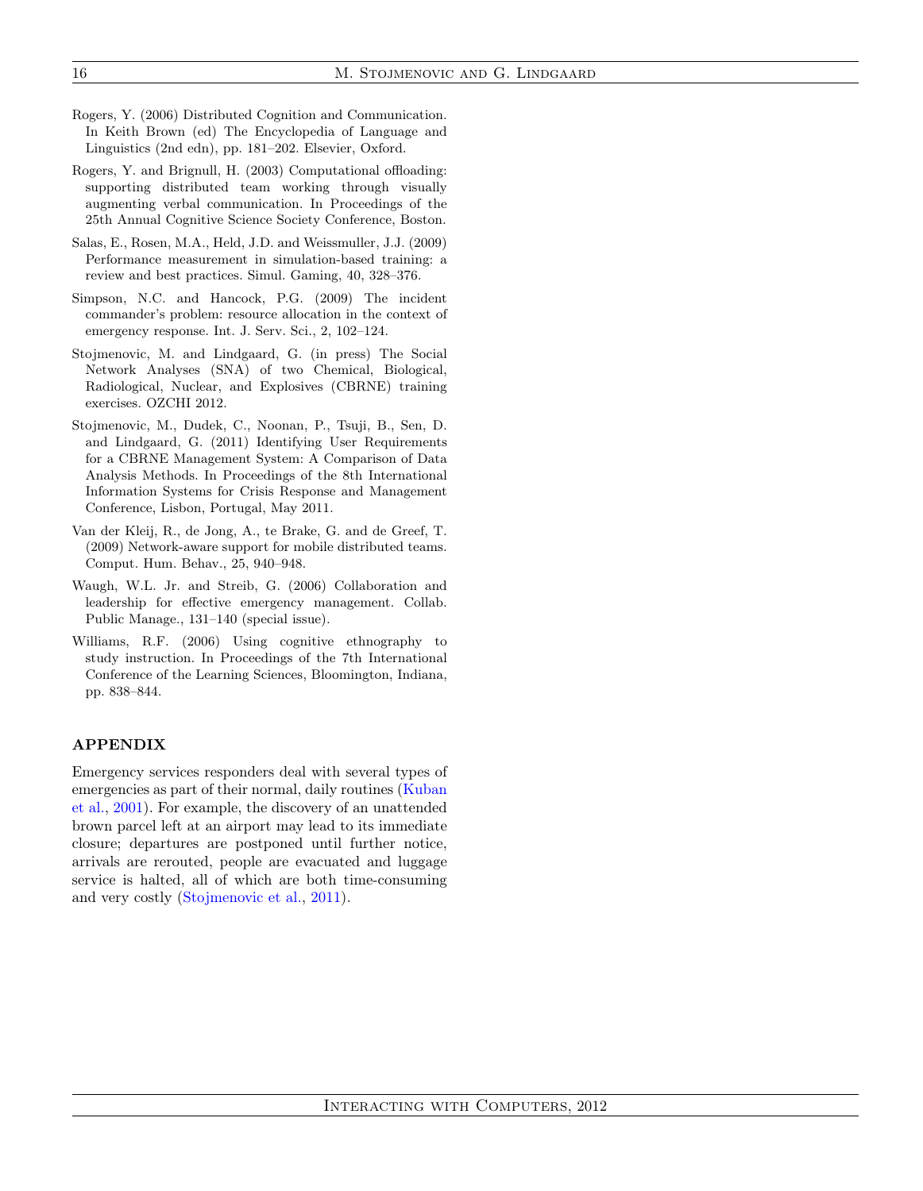Rogers, Y. (2006) Distributed Cognition and Communication. In Keith Brown (ed) The Encyclopedia of Language and Linguistics (2nd edn), pp. 181–202. Elsevier, Oxford.

Rogers, Y. and Brignull, H. (2003) Computational offloading: supporting distributed team working through visually augmenting verbal communication. In Proceedings of the 25th Annual Cognitive Science Society Conference, Boston.

Salas, E., Rosen, M.A., Held, J.D. and Weissmuller, J.J. (2009) Performance measurement in simulation-based training: a review and best practices. Simul. Gaming, 40, 328–376.

Simpson, N.C. and Hancock, P.G. (2009) The incident commander's problem: resource allocation in the context of emergency response. Int. J. Serv. Sci., 2, 102–124.

Stojmenovic, M. and Lindgaard, G. (in press) The Social Network Analyses (SNA) of two Chemical, Biological, Radiological, Nuclear, and Explosives (CBRNE) training exercises. OZCHI 2012.

Stojmenovic, M., Dudek, C., Noonan, P., Tsuji, B., Sen, D. and Lindgaard, G. (2011) Identifying User Requirements for a CBRNE Management System: A Comparison of Data Analysis Methods. In Proceedings of the 8th International Information Systems for Crisis Response and Management Conference, Lisbon, Portugal, May 2011.

Van der Kleij, R., de Jong, A., te Brake, G. and de Greef, T. (2009) Network-aware support for mobile distributed teams. Comput. Hum. Behav., 25, 940–948.

Waugh, W.L. Jr. and Streib, G. (2006) Collaboration and leadership for effective emergency management. Collab. Public Manage., 131–140 (special issue).

Williams, R.F. (2006) Using cognitive ethnography to study instruction. In Proceedings of the 7th International Conference of the Learning Sciences, Bloomington, Indiana, pp. 838–844.

## APPENDIX

Emergency services responders deal with several types of emergencies as part of their normal, daily routines (Kuban et al., 2001). For example, the discovery of an unattended brown parcel left at an airport may lead to its immediate closure; departures are postponed until further notice, arrivals are rerouted, people are evacuated and luggage service is halted, all of which are both time-consuming and very costly (Stojmenovic et al., 2011).